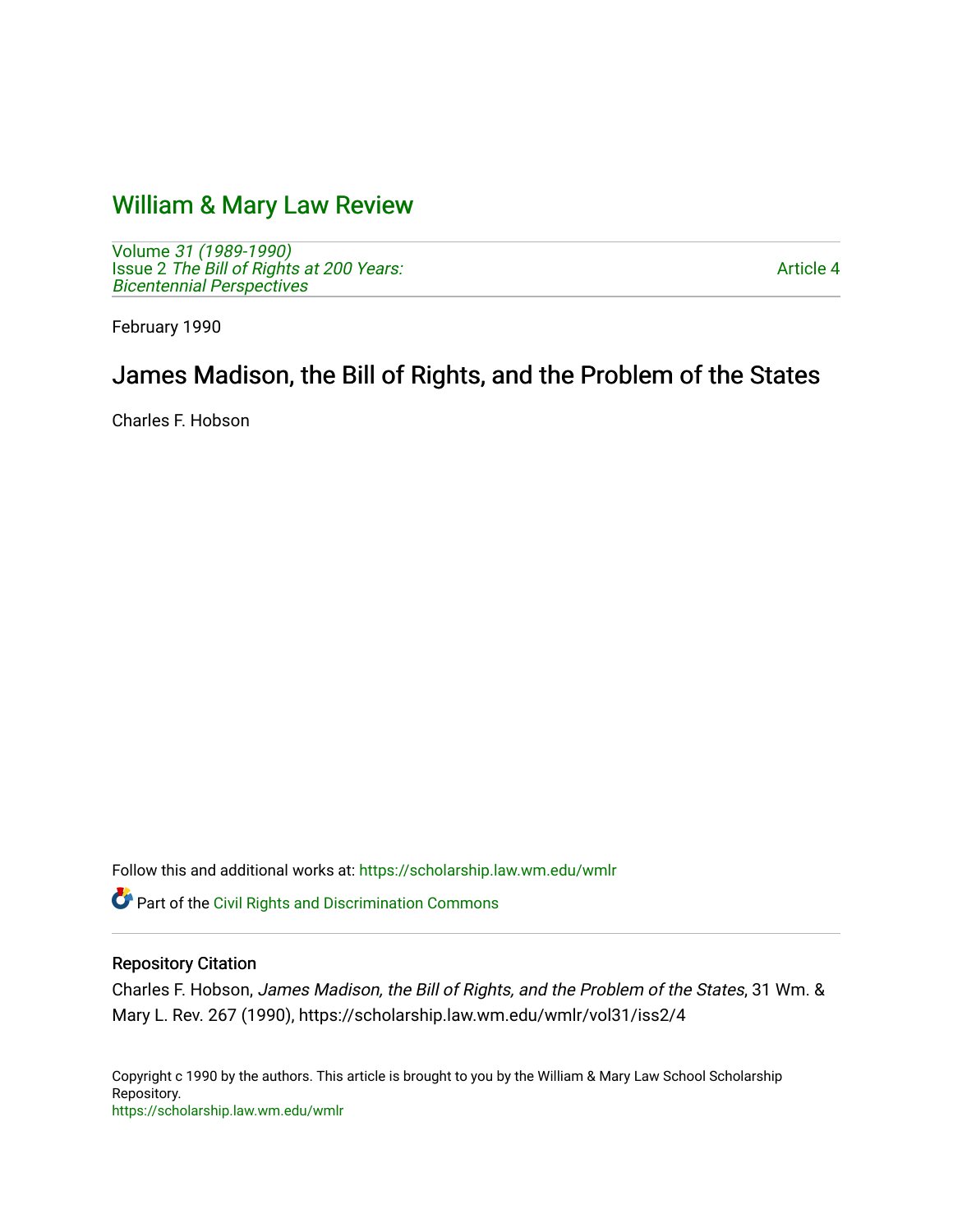# William & Mary Law Review

Volume *31 (1989-1990)*
Issue 2 *The Bill of Rights at 200 Years: Bicentennial Perspectives*

Article 4

February 1990

## James Madison, the Bill of Rights, and the Problem of the States

Charles F. Hobson

Follow this and additional works at: https://scholarship.law.wm.edu/wmlr

Part of the Civil Rights and Discrimination Commons

### Repository Citation

Charles F. Hobson, *James Madison, the Bill of Rights, and the Problem of the States*, 31 Wm. & Mary L. Rev. 267 (1990), https://scholarship.law.wm.edu/wmlr/vol31/iss2/4

Copyright c 1990 by the authors. This article is brought to you by the William & Mary Law School Scholarship Repository.
https://scholarship.law.wm.edu/wmlr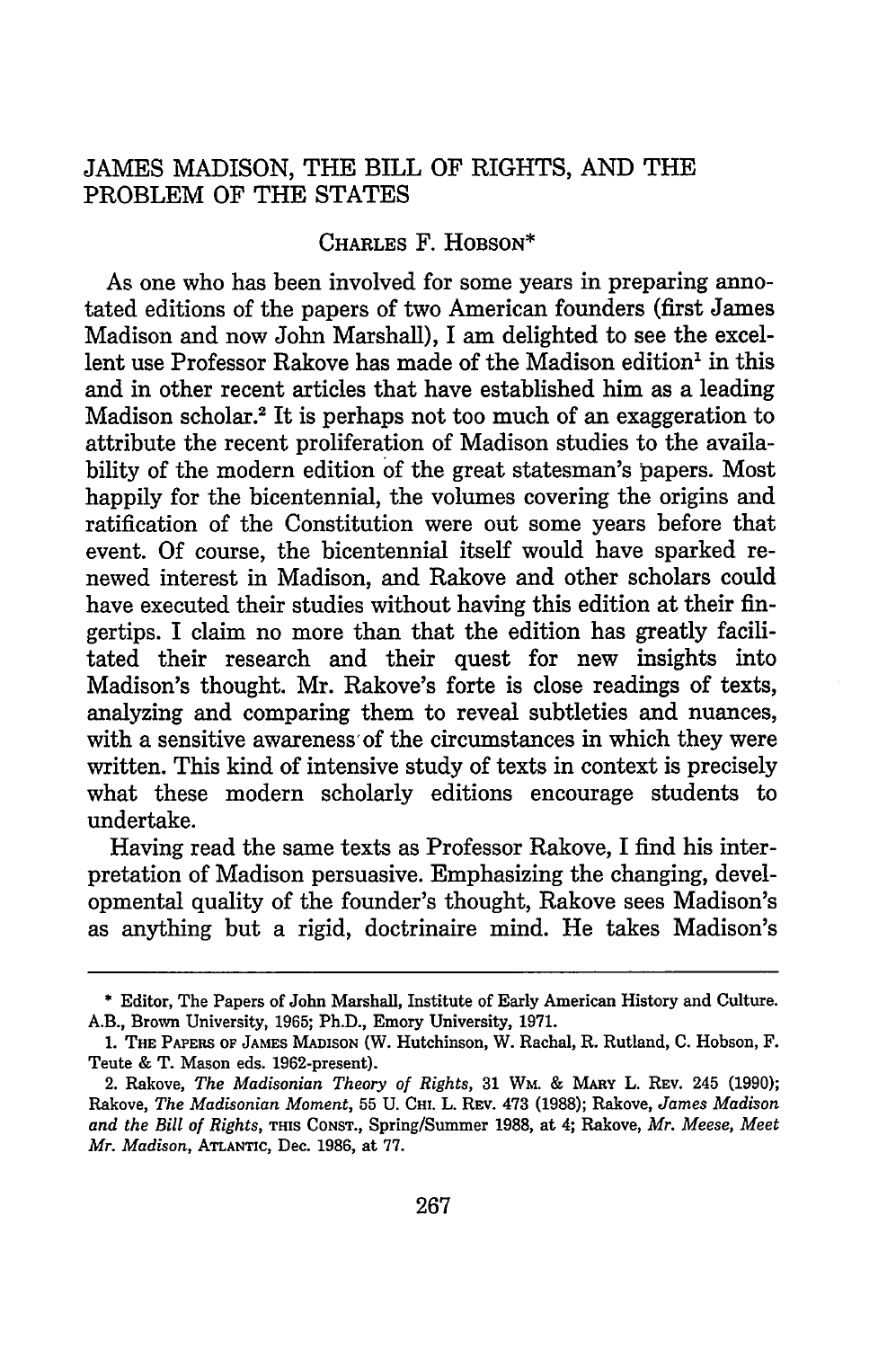# JAMES MADISON, THE BILL OF RIGHTS, AND THE PROBLEM OF THE STATES

CHARLES F. HOBSON*

As one who has been involved for some years in preparing annotated editions of the papers of two American founders (first James Madison and now John Marshall), I am delighted to see the excellent use Professor Rakove has made of the Madison edition[1] in this and in other recent articles that have established him as a leading Madison scholar.[2] It is perhaps not too much of an exaggeration to attribute the recent proliferation of Madison studies to the availability of the modern edition of the great statesman's papers. Most happily for the bicentennial, the volumes covering the origins and ratification of the Constitution were out some years before that event. Of course, the bicentennial itself would have sparked renewed interest in Madison, and Rakove and other scholars could have executed their studies without having this edition at their fingertips. I claim no more than that the edition has greatly facilitated their research and their quest for new insights into Madison's thought. Mr. Rakove's forte is close readings of texts, analyzing and comparing them to reveal subtleties and nuances, with a sensitive awareness of the circumstances in which they were written. This kind of intensive study of texts in context is precisely what these modern scholarly editions encourage students to undertake.

Having read the same texts as Professor Rakove, I find his interpretation of Madison persuasive. Emphasizing the changing, developmental quality of the founder's thought, Rakove sees Madison's as anything but a rigid, doctrinaire mind. He takes Madison's

---

\* Editor, The Papers of John Marshall, Institute of Early American History and Culture. A.B., Brown University, 1965; Ph.D., Emory University, 1971.

1. THE PAPERS OF JAMES MADISON (W. Hutchinson, W. Rachal, R. Rutland, C. Hobson, F. Teute & T. Mason eds. 1962-present).

2. Rakove, *The Madisonian Theory of Rights*, 31 WM. & MARY L. REV. 245 (1990); Rakove, *The Madisonian Moment*, 55 U. CHI. L. REV. 473 (1988); Rakove, *James Madison and the Bill of Rights*, THIS CONST., Spring/Summer 1988, at 4; Rakove, *Mr. Meese, Meet Mr. Madison*, ATLANTIC, Dec. 1986, at 77.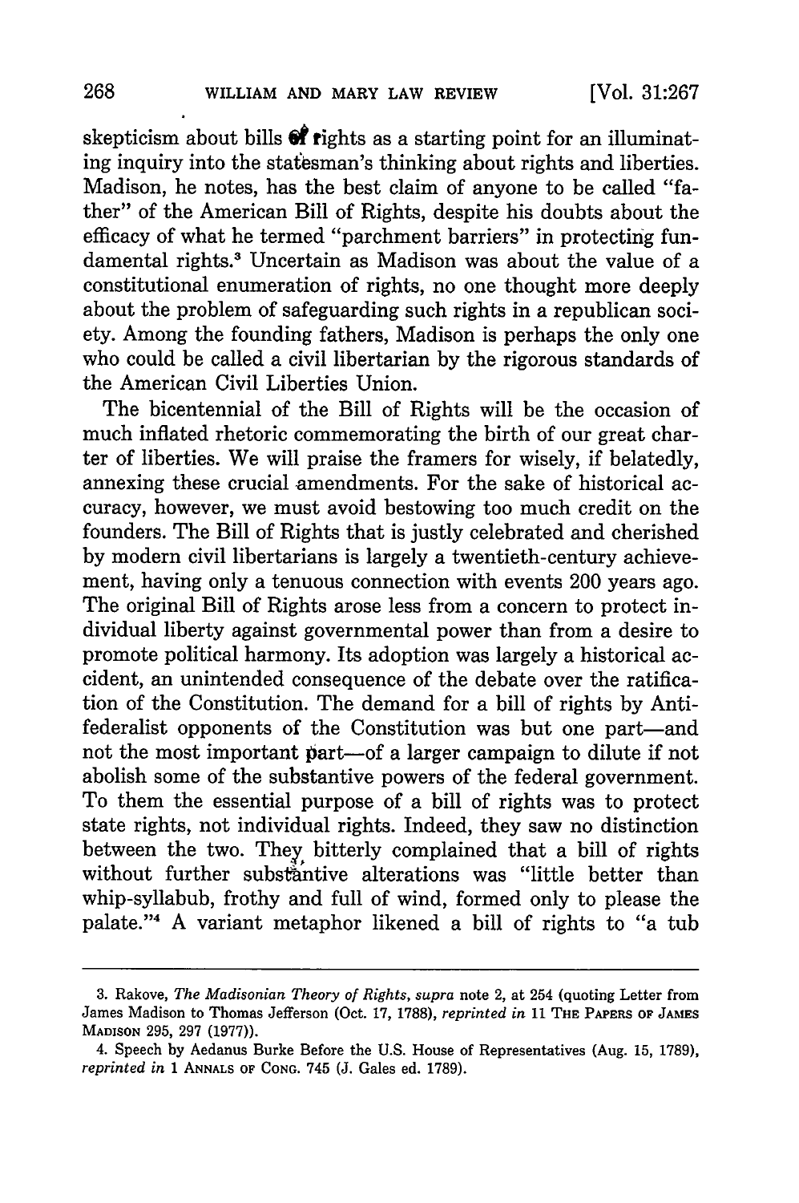skepticism about bills of rights as a starting point for an illuminating inquiry into the statesman's thinking about rights and liberties. Madison, he notes, has the best claim of anyone to be called "father" of the American Bill of Rights, despite his doubts about the efficacy of what he termed "parchment barriers" in protecting fundamental rights.[3] Uncertain as Madison was about the value of a constitutional enumeration of rights, no one thought more deeply about the problem of safeguarding such rights in a republican society. Among the founding fathers, Madison is perhaps the only one who could be called a civil libertarian by the rigorous standards of the American Civil Liberties Union.

The bicentennial of the Bill of Rights will be the occasion of much inflated rhetoric commemorating the birth of our great charter of liberties. We will praise the framers for wisely, if belatedly, annexing these crucial amendments. For the sake of historical accuracy, however, we must avoid bestowing too much credit on the founders. The Bill of Rights that is justly celebrated and cherished by modern civil libertarians is largely a twentieth-century achievement, having only a tenuous connection with events 200 years ago. The original Bill of Rights arose less from a concern to protect individual liberty against governmental power than from a desire to promote political harmony. Its adoption was largely a historical accident, an unintended consequence of the debate over the ratification of the Constitution. The demand for a bill of rights by Antifederalist opponents of the Constitution was but one part—and not the most important part—of a larger campaign to dilute if not abolish some of the substantive powers of the federal government. To them the essential purpose of a bill of rights was to protect state rights, not individual rights. Indeed, they saw no distinction between the two. They bitterly complained that a bill of rights without further substantive alterations was "little better than whip-syllabub, frothy and full of wind, formed only to please the palate."[4] A variant metaphor likened a bill of rights to "a tub

---

3. Rakove, *The Madisonian Theory of Rights*, *supra* note 2, at 254 (quoting Letter from James Madison to Thomas Jefferson (Oct. 17, 1788), *reprinted in* 11 THE PAPERS OF JAMES MADISON 295, 297 (1977)).

4. Speech by Aedanus Burke Before the U.S. House of Representatives (Aug. 15, 1789), *reprinted in* 1 ANNALS OF CONG. 745 (J. Gales ed. 1789).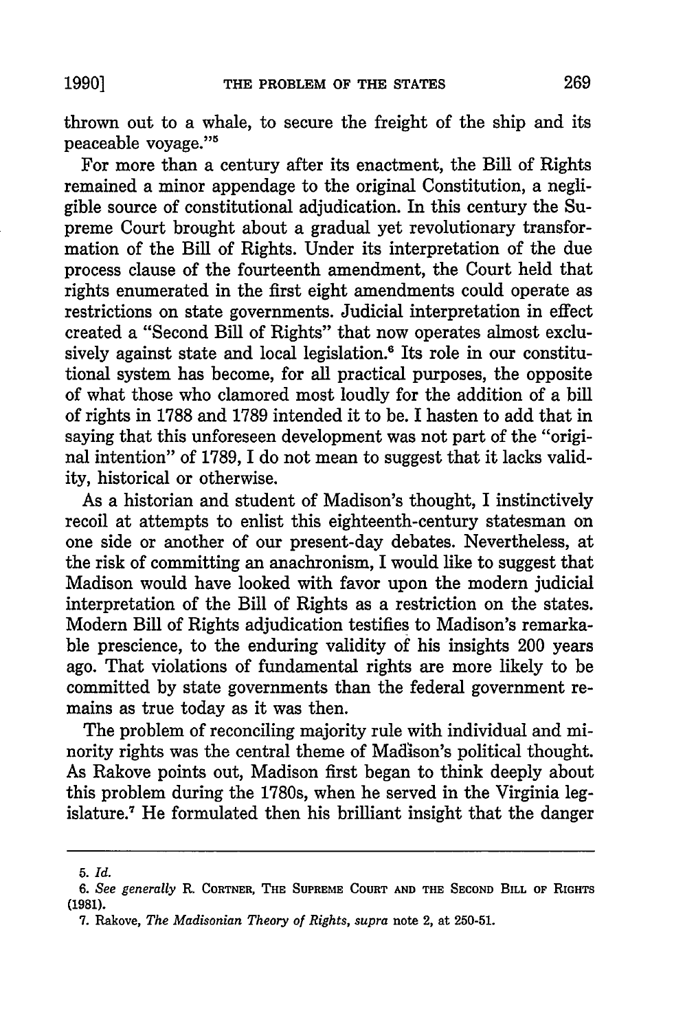thrown out to a whale, to secure the freight of the ship and its peaceable voyage."[5]

For more than a century after its enactment, the Bill of Rights remained a minor appendage to the original Constitution, a negligible source of constitutional adjudication. In this century the Supreme Court brought about a gradual yet revolutionary transformation of the Bill of Rights. Under its interpretation of the due process clause of the fourteenth amendment, the Court held that rights enumerated in the first eight amendments could operate as restrictions on state governments. Judicial interpretation in effect created a "Second Bill of Rights" that now operates almost exclusively against state and local legislation.[6] Its role in our constitutional system has become, for all practical purposes, the opposite of what those who clamored most loudly for the addition of a bill of rights in 1788 and 1789 intended it to be. I hasten to add that in saying that this unforeseen development was not part of the "original intention" of 1789, I do not mean to suggest that it lacks validity, historical or otherwise.

As a historian and student of Madison's thought, I instinctively recoil at attempts to enlist this eighteenth-century statesman on one side or another of our present-day debates. Nevertheless, at the risk of committing an anachronism, I would like to suggest that Madison would have looked with favor upon the modern judicial interpretation of the Bill of Rights as a restriction on the states. Modern Bill of Rights adjudication testifies to Madison's remarkable prescience, to the enduring validity of his insights 200 years ago. That violations of fundamental rights are more likely to be committed by state governments than the federal government remains as true today as it was then.

The problem of reconciling majority rule with individual and minority rights was the central theme of Madison's political thought. As Rakove points out, Madison first began to think deeply about this problem during the 1780s, when he served in the Virginia legislature.[7] He formulated then his brilliant insight that the danger

---

5. *Id.*

6. *See generally* R. Cortner, The Supreme Court and the Second Bill of Rights (1981).

7. Rakove, *The Madisonian Theory of Rights*, *supra* note 2, at 250-51.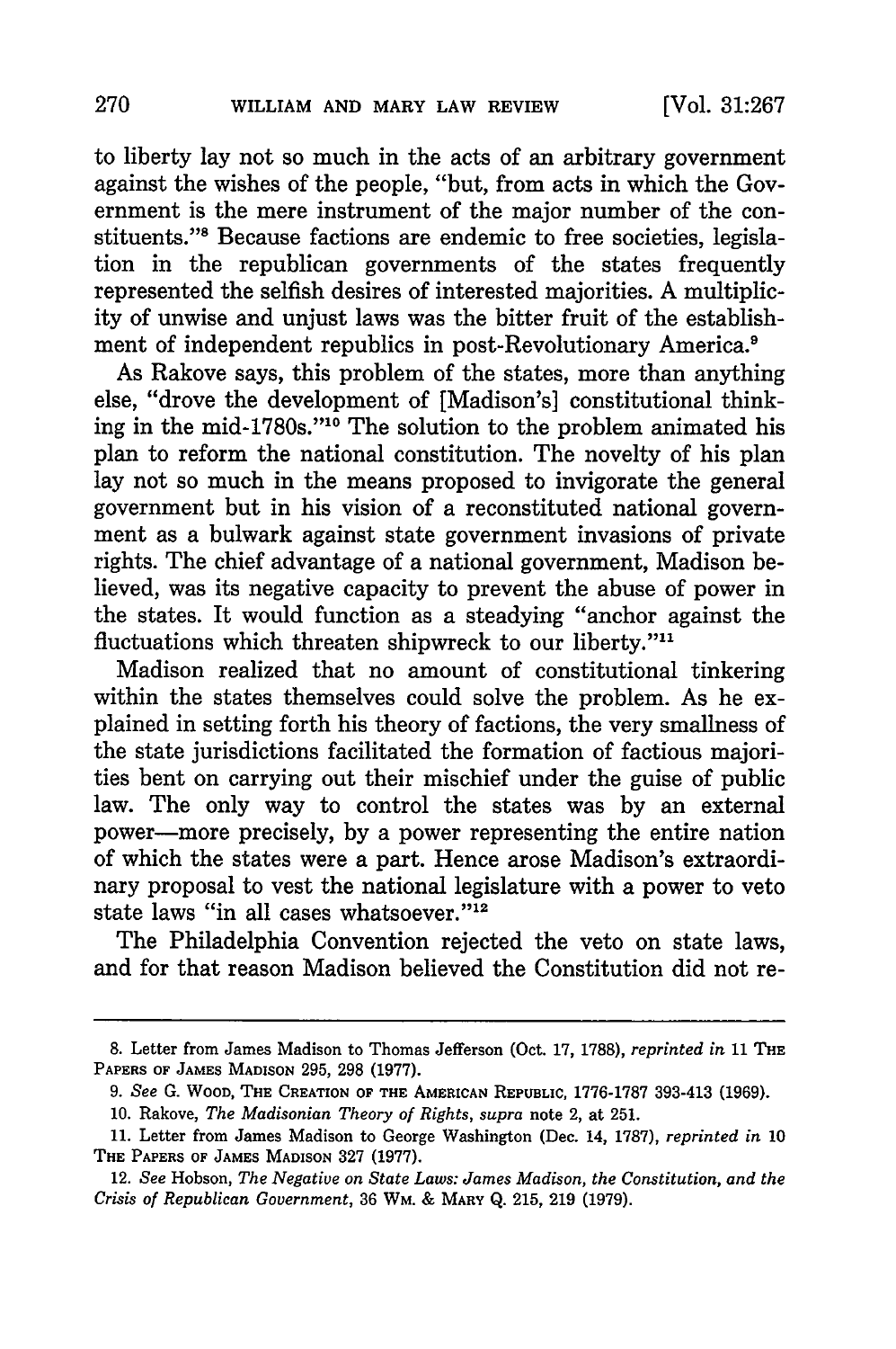to liberty lay not so much in the acts of an arbitrary government against the wishes of the people, "but, from acts in which the Government is the mere instrument of the major number of the constituents."[8] Because factions are endemic to free societies, legislation in the republican governments of the states frequently represented the selfish desires of interested majorities. A multiplicity of unwise and unjust laws was the bitter fruit of the establishment of independent republics in post-Revolutionary America.[9]

As Rakove says, this problem of the states, more than anything else, "drove the development of [Madison's] constitutional thinking in the mid-1780s."[10] The solution to the problem animated his plan to reform the national constitution. The novelty of his plan lay not so much in the means proposed to invigorate the general government but in his vision of a reconstituted national government as a bulwark against state government invasions of private rights. The chief advantage of a national government, Madison believed, was its negative capacity to prevent the abuse of power in the states. It would function as a steadying "anchor against the fluctuations which threaten shipwreck to our liberty."[11]

Madison realized that no amount of constitutional tinkering within the states themselves could solve the problem. As he explained in setting forth his theory of factions, the very smallness of the state jurisdictions facilitated the formation of factious majorities bent on carrying out their mischief under the guise of public law. The only way to control the states was by an external power—more precisely, by a power representing the entire nation of which the states were a part. Hence arose Madison's extraordinary proposal to vest the national legislature with a power to veto state laws "in all cases whatsoever."[12]

The Philadelphia Convention rejected the veto on state laws, and for that reason Madison believed the Constitution did not re-

---

8. Letter from James Madison to Thomas Jefferson (Oct. 17, 1788), *reprinted in* 11 THE PAPERS OF JAMES MADISON 295, 298 (1977).

9. *See* G. WOOD, THE CREATION OF THE AMERICAN REPUBLIC, 1776-1787 393-413 (1969).

10. Rakove, *The Madisonian Theory of Rights*, *supra* note 2, at 251.

11. Letter from James Madison to George Washington (Dec. 14, 1787), *reprinted in* 10 THE PAPERS OF JAMES MADISON 327 (1977).

12. *See* Hobson, *The Negative on State Laws: James Madison, the Constitution, and the Crisis of Republican Government*, 36 WM. & MARY Q. 215, 219 (1979).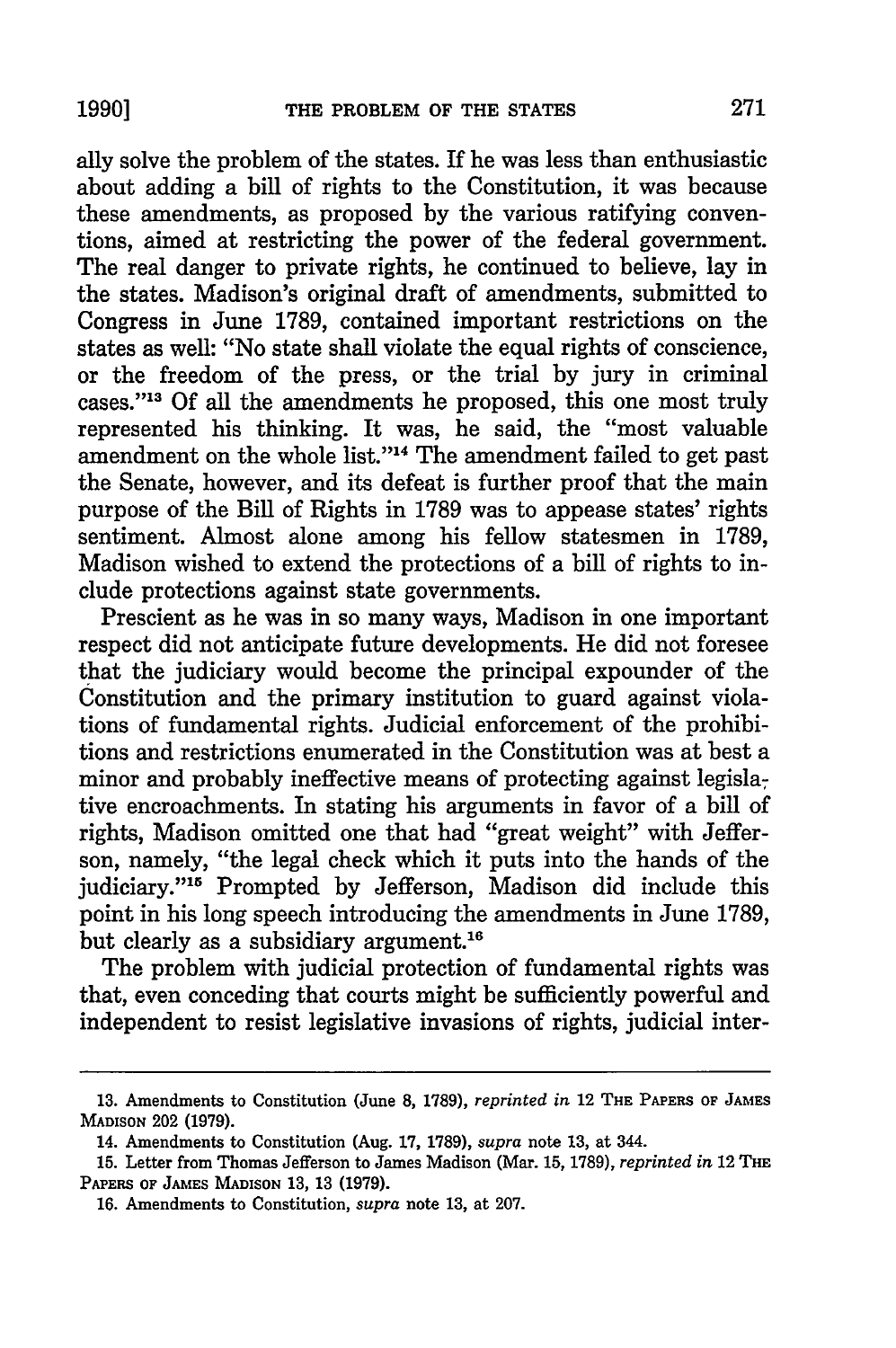ally solve the problem of the states. If he was less than enthusiastic about adding a bill of rights to the Constitution, it was because these amendments, as proposed by the various ratifying conventions, aimed at restricting the power of the federal government. The real danger to private rights, he continued to believe, lay in the states. Madison's original draft of amendments, submitted to Congress in June 1789, contained important restrictions on the states as well: "No state shall violate the equal rights of conscience, or the freedom of the press, or the trial by jury in criminal cases."[13] Of all the amendments he proposed, this one most truly represented his thinking. It was, he said, the "most valuable amendment on the whole list."[14] The amendment failed to get past the Senate, however, and its defeat is further proof that the main purpose of the Bill of Rights in 1789 was to appease states' rights sentiment. Almost alone among his fellow statesmen in 1789, Madison wished to extend the protections of a bill of rights to include protections against state governments.

Prescient as he was in so many ways, Madison in one important respect did not anticipate future developments. He did not foresee that the judiciary would become the principal expounder of the Constitution and the primary institution to guard against violations of fundamental rights. Judicial enforcement of the prohibitions and restrictions enumerated in the Constitution was at best a minor and probably ineffective means of protecting against legislative encroachments. In stating his arguments in favor of a bill of rights, Madison omitted one that had "great weight" with Jefferson, namely, "the legal check which it puts into the hands of the judiciary."[15] Prompted by Jefferson, Madison did include this point in his long speech introducing the amendments in June 1789, but clearly as a subsidiary argument.[16]

The problem with judicial protection of fundamental rights was that, even conceding that courts might be sufficiently powerful and independent to resist legislative invasions of rights, judicial inter-

---

13. Amendments to Constitution (June 8, 1789), *reprinted in* 12 THE PAPERS OF JAMES MADISON 202 (1979).

14. Amendments to Constitution (Aug. 17, 1789), *supra* note 13, at 344.

15. Letter from Thomas Jefferson to James Madison (Mar. 15, 1789), *reprinted in* 12 THE PAPERS OF JAMES MADISON 13, 13 (1979).

16. Amendments to Constitution, *supra* note 13, at 207.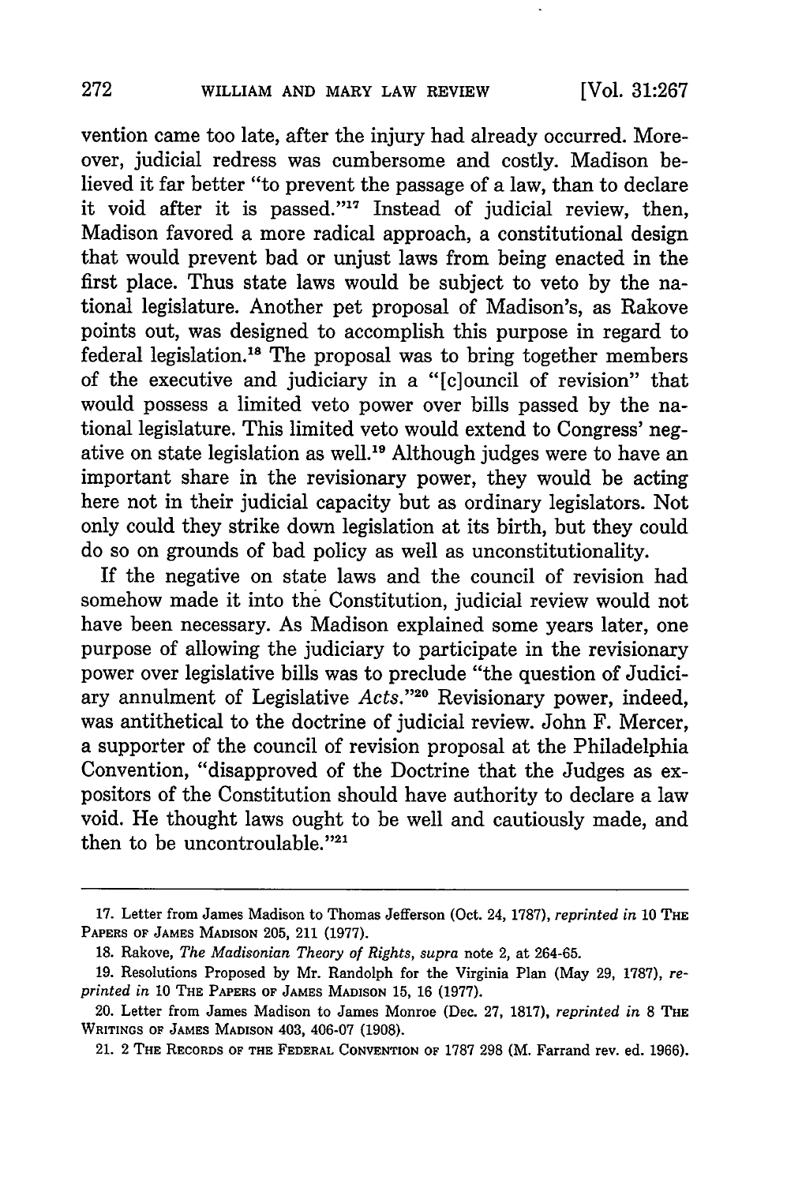vention came too late, after the injury had already occurred. Moreover, judicial redress was cumbersome and costly. Madison believed it far better "to prevent the passage of a law, than to declare it void after it is passed."[17] Instead of judicial review, then, Madison favored a more radical approach, a constitutional design that would prevent bad or unjust laws from being enacted in the first place. Thus state laws would be subject to veto by the national legislature. Another pet proposal of Madison's, as Rakove points out, was designed to accomplish this purpose in regard to federal legislation.[18] The proposal was to bring together members of the executive and judiciary in a "[c]ouncil of revision" that would possess a limited veto power over bills passed by the national legislature. This limited veto would extend to Congress' negative on state legislation as well.[19] Although judges were to have an important share in the revisionary power, they would be acting here not in their judicial capacity but as ordinary legislators. Not only could they strike down legislation at its birth, but they could do so on grounds of bad policy as well as unconstitutionality.

If the negative on state laws and the council of revision had somehow made it into the Constitution, judicial review would not have been necessary. As Madison explained some years later, one purpose of allowing the judiciary to participate in the revisionary power over legislative bills was to preclude "the question of Judiciary annulment of Legislative *Acts*."[20] Revisionary power, indeed, was antithetical to the doctrine of judicial review. John F. Mercer, a supporter of the council of revision proposal at the Philadelphia Convention, "disapproved of the Doctrine that the Judges as expositors of the Constitution should have authority to declare a law void. He thought laws ought to be well and cautiously made, and then to be uncontroulable."[21]

---

17. Letter from James Madison to Thomas Jefferson (Oct. 24, 1787), *reprinted in* 10 THE PAPERS OF JAMES MADISON 205, 211 (1977).

18. Rakove, *The Madisonian Theory of Rights*, *supra* note 2, at 264-65.

19. Resolutions Proposed by Mr. Randolph for the Virginia Plan (May 29, 1787), *reprinted in* 10 THE PAPERS OF JAMES MADISON 15, 16 (1977).

20. Letter from James Madison to James Monroe (Dec. 27, 1817), *reprinted in* 8 THE WRITINGS OF JAMES MADISON 403, 406-07 (1908).

21. 2 THE RECORDS OF THE FEDERAL CONVENTION OF 1787 298 (M. Farrand rev. ed. 1966).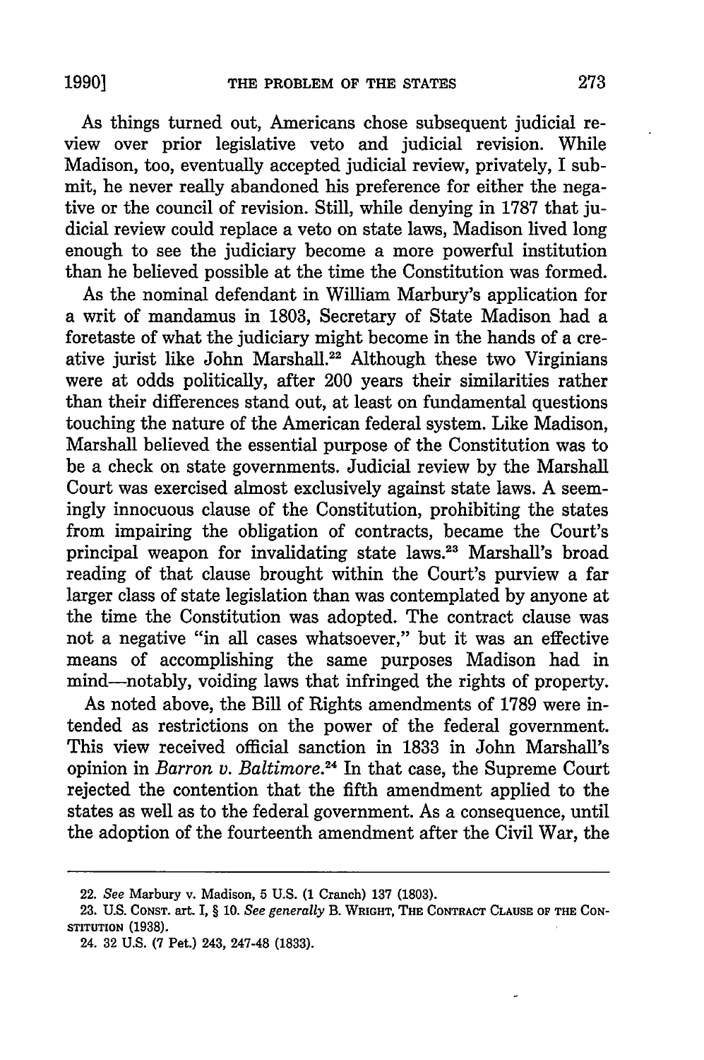As things turned out, Americans chose subsequent judicial review over prior legislative veto and judicial revision. While Madison, too, eventually accepted judicial review, privately, I submit, he never really abandoned his preference for either the negative or the council of revision. Still, while denying in 1787 that judicial review could replace a veto on state laws, Madison lived long enough to see the judiciary become a more powerful institution than he believed possible at the time the Constitution was formed.

As the nominal defendant in William Marbury's application for a writ of mandamus in 1803, Secretary of State Madison had a foretaste of what the judiciary might become in the hands of a creative jurist like John Marshall.[22] Although these two Virginians were at odds politically, after 200 years their similarities rather than their differences stand out, at least on fundamental questions touching the nature of the American federal system. Like Madison, Marshall believed the essential purpose of the Constitution was to be a check on state governments. Judicial review by the Marshall Court was exercised almost exclusively against state laws. A seemingly innocuous clause of the Constitution, prohibiting the states from impairing the obligation of contracts, became the Court's principal weapon for invalidating state laws.[23] Marshall's broad reading of that clause brought within the Court's purview a far larger class of state legislation than was contemplated by anyone at the time the Constitution was adopted. The contract clause was not a negative "in all cases whatsoever," but it was an effective means of accomplishing the same purposes Madison had in mind—notably, voiding laws that infringed the rights of property.

As noted above, the Bill of Rights amendments of 1789 were intended as restrictions on the power of the federal government. This view received official sanction in 1833 in John Marshall's opinion in *Barron v. Baltimore*.[24] In that case, the Supreme Court rejected the contention that the fifth amendment applied to the states as well as to the federal government. As a consequence, until the adoption of the fourteenth amendment after the Civil War, the

---

22. *See* Marbury v. Madison, 5 U.S. (1 Cranch) 137 (1803).

23. U.S. CONST. art. I, § 10. *See generally* B. WRIGHT, THE CONTRACT CLAUSE OF THE CONSTITUTION (1938).

24. 32 U.S. (7 Pet.) 243, 247-48 (1833).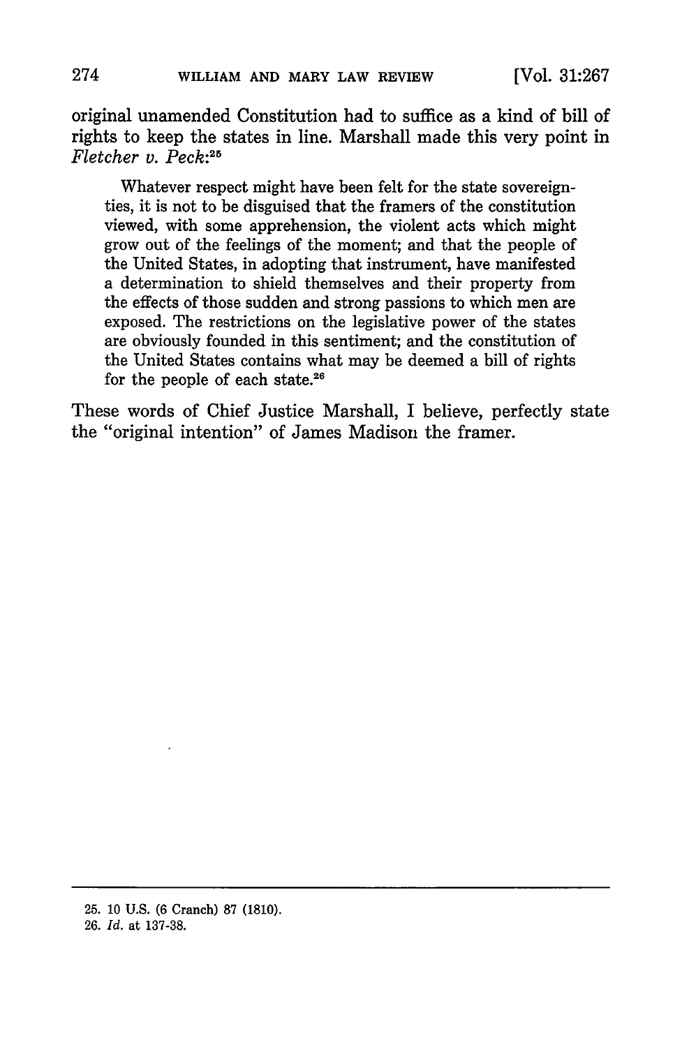original unamended Constitution had to suffice as a kind of bill of rights to keep the states in line. Marshall made this very point in *Fletcher v. Peck*:[25]

> Whatever respect might have been felt for the state sovereignties, it is not to be disguised that the framers of the constitution viewed, with some apprehension, the violent acts which might grow out of the feelings of the moment; and that the people of the United States, in adopting that instrument, have manifested a determination to shield themselves and their property from the effects of those sudden and strong passions to which men are exposed. The restrictions on the legislative power of the states are obviously founded in this sentiment; and the constitution of the United States contains what may be deemed a bill of rights for the people of each state.[26]

These words of Chief Justice Marshall, I believe, perfectly state the "original intention" of James Madison the framer.

---

25. 10 U.S. (6 Cranch) 87 (1810).
26. *Id.* at 137-38.